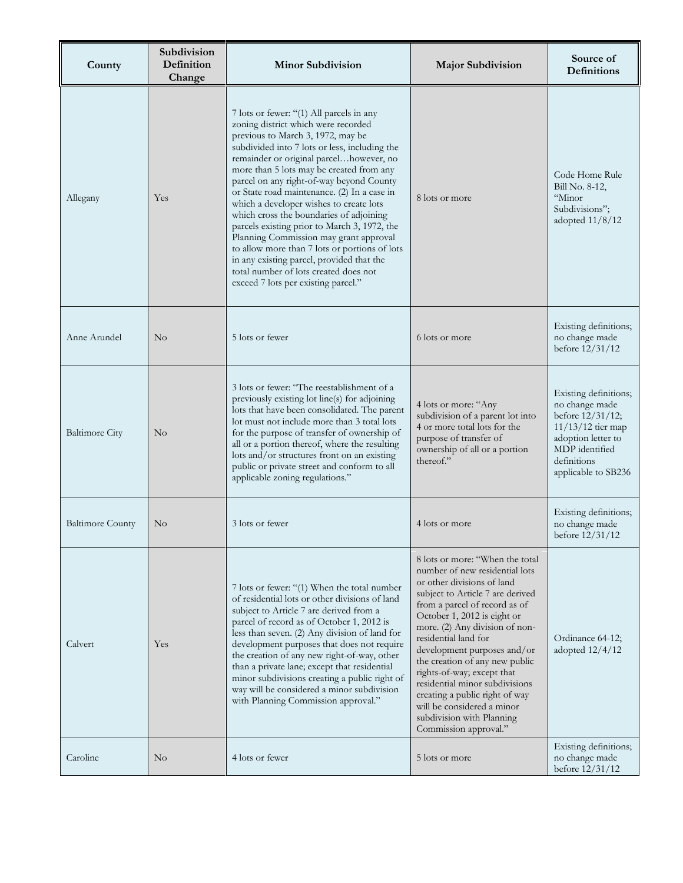| County | Subdivision Definition Change | Minor Subdivision | Major Subdivision | Source of Definitions |
|---|---|---|---|---|
| Allegany | Yes | 7 lots or fewer: "(1) All parcels in any zoning district which were recorded previous to March 3, 1972, may be subdivided into 7 lots or less, including the remainder or original parcel…however, no more than 5 lots may be created from any parcel on any right-of-way beyond County or State road maintenance. (2) In a case in which a developer wishes to create lots which cross the boundaries of adjoining parcels existing prior to March 3, 1972, the Planning Commission may grant approval to allow more than 7 lots or portions of lots in any existing parcel, provided that the total number of lots created does not exceed 7 lots per existing parcel." | 8 lots or more | Code Home Rule Bill No. 8-12, "Minor Subdivisions"; adopted 11/8/12 |
| Anne Arundel | No | 5 lots or fewer | 6 lots or more | Existing definitions; no change made before 12/31/12 |
| Baltimore City | No | 3 lots or fewer: "The reestablishment of a previously existing lot line(s) for adjoining lots that have been consolidated. The parent lot must not include more than 3 total lots for the purpose of transfer of ownership of all or a portion thereof, where the resulting lots and/or structures front on an existing public or private street and conform to all applicable zoning regulations." | 4 lots or more: "Any subdivision of a parent lot into 4 or more total lots for the purpose of transfer of ownership of all or a portion thereof." | Existing definitions; no change made before 12/31/12; 11/13/12 tier map adoption letter to MDP identified definitions applicable to SB236 |
| Baltimore County | No | 3 lots or fewer | 4 lots or more | Existing definitions; no change made before 12/31/12 |
| Calvert | Yes | 7 lots or fewer: "(1) When the total number of residential lots or other divisions of land subject to Article 7 are derived from a parcel of record as of October 1, 2012 is less than seven. (2) Any division of land for development purposes that does not require the creation of any new right-of-way, other than a private lane; except that residential minor subdivisions creating a public right of way will be considered a minor subdivision with Planning Commission approval." | 8 lots or more: "When the total number of new residential lots or other divisions of land subject to Article 7 are derived from a parcel of record as of October 1, 2012 is eight or more. (2) Any division of non-residential land for development purposes and/or the creation of any new public rights-of-way; except that residential minor subdivisions creating a public right of way will be considered a minor subdivision with Planning Commission approval." | Ordinance 64-12; adopted 12/4/12 |
| Caroline | No | 4 lots or fewer | 5 lots or more | Existing definitions; no change made before 12/31/12 |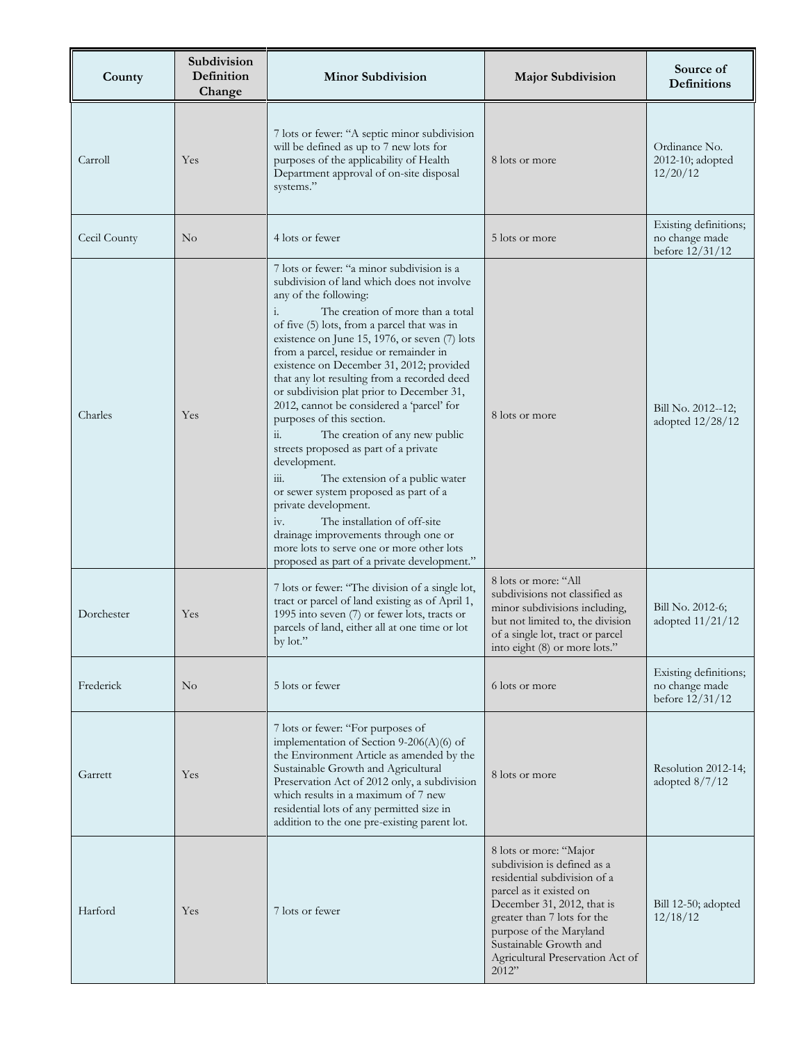| County | Subdivision Definition Change | Minor Subdivision | Major Subdivision | Source of Definitions |
|---|---|---|---|---|
| Carroll | Yes | 7 lots or fewer: "A septic minor subdivision will be defined as up to 7 new lots for purposes of the applicability of Health Department approval of on-site disposal systems." | 8 lots or more | Ordinance No. 2012-10; adopted 12/20/12 |
| Cecil County | No | 4 lots or fewer | 5 lots or more | Existing definitions; no change made before 12/31/12 |
| Charles | Yes | 7 lots or fewer: "a minor subdivision is a subdivision of land which does not involve any of the following: i. The creation of more than a total of five (5) lots, from a parcel that was in existence on June 15, 1976, or seven (7) lots from a parcel, residue or remainder in existence on December 31, 2012; provided that any lot resulting from a recorded deed or subdivision plat prior to December 31, 2012, cannot be considered a 'parcel' for purposes of this section. ii. The creation of any new public streets proposed as part of a private development. iii. The extension of a public water or sewer system proposed as part of a private development. iv. The installation of off-site drainage improvements through one or more lots to serve one or more other lots proposed as part of a private development." | 8 lots or more | Bill No. 2012--12; adopted 12/28/12 |
| Dorchester | Yes | 7 lots or fewer: "The division of a single lot, tract or parcel of land existing as of April 1, 1995 into seven (7) or fewer lots, tracts or parcels of land, either all at one time or lot by lot." | 8 lots or more: "All subdivisions not classified as minor subdivisions including, but not limited to, the division of a single lot, tract or parcel into eight (8) or more lots." | Bill No. 2012-6; adopted 11/21/12 |
| Frederick | No | 5 lots or fewer | 6 lots or more | Existing definitions; no change made before 12/31/12 |
| Garrett | Yes | 7 lots or fewer: "For purposes of implementation of Section 9-206(A)(6) of the Environment Article as amended by the Sustainable Growth and Agricultural Preservation Act of 2012 only, a subdivision which results in a maximum of 7 new residential lots of any permitted size in addition to the one pre-existing parent lot. | 8 lots or more | Resolution 2012-14; adopted 8/7/12 |
| Harford | Yes | 7 lots or fewer | 8 lots or more: "Major subdivision is defined as a residential subdivision of a parcel as it existed on December 31, 2012, that is greater than 7 lots for the purpose of the Maryland Sustainable Growth and Agricultural Preservation Act of 2012" | Bill 12-50; adopted 12/18/12 |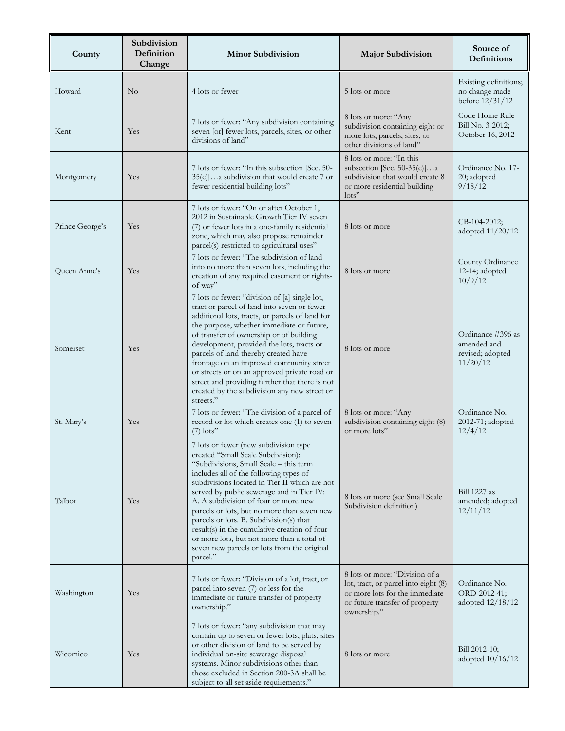| County | Subdivision Definition Change | Minor Subdivision | Major Subdivision | Source of Definitions |
|---|---|---|---|---|
| Howard | No | 4 lots or fewer | 5 lots or more | Existing definitions; no change made before 12/31/12 |
| Kent | Yes | 7 lots or fewer: "Any subdivision containing seven [or] fewer lots, parcels, sites, or other divisions of land" | 8 lots or more: "Any subdivision containing eight or more lots, parcels, sites, or other divisions of land" | Code Home Rule Bill No. 3-2012; October 16, 2012 |
| Montgomery | Yes | 7 lots or fewer: "In this subsection [Sec. 50-35(e)]…a subdivision that would create 7 or fewer residential building lots" | 8 lots or more: "In this subsection [Sec. 50-35(e)]…a subdivision that would create 8 or more residential building lots" | Ordinance No. 17-20; adopted 9/18/12 |
| Prince George's | Yes | 7 lots or fewer: "On or after October 1, 2012 in Sustainable Growth Tier IV seven (7) or fewer lots in a one-family residential zone, which may also propose remainder parcel(s) restricted to agricultural uses" | 8 lots or more | CB-104-2012; adopted 11/20/12 |
| Queen Anne's | Yes | 7 lots or fewer: "The subdivision of land into no more than seven lots, including the creation of any required easement or rights-of-way" | 8 lots or more | County Ordinance 12-14; adopted 10/9/12 |
| Somerset | Yes | 7 lots or fewer: "division of [a] single lot, tract or parcel of land into seven or fewer additional lots, tracts, or parcels of land for the purpose, whether immediate or future, of transfer of ownership or of building development, provided the lots, tracts or parcels of land thereby created have frontage on an improved community street or streets or on an approved private road or street and providing further that there is not created by the subdivision any new street or streets." | 8 lots or more | Ordinance #396 as amended and revised; adopted 11/20/12 |
| St. Mary's | Yes | 7 lots or fewer: "The division of a parcel of record or lot which creates one (1) to seven (7) lots" | 8 lots or more: "Any subdivision containing eight (8) or more lots" | Ordinance No. 2012-71; adopted 12/4/12 |
| Talbot | Yes | 7 lots or fewer (new subdivision type created "Small Scale Subdivision): "Subdivisions, Small Scale – this term includes all of the following types of subdivisions located in Tier II which are not served by public sewerage and in Tier IV: A. A subdivision of four or more new parcels or lots, but no more than seven new parcels or lots. B. Subdivision(s) that result(s) in the cumulative creation of four or more lots, but not more than a total of seven new parcels or lots from the original parcel." | 8 lots or more (see Small Scale Subdivision definition) | Bill 1227 as amended; adopted 12/11/12 |
| Washington | Yes | 7 lots or fewer: "Division of a lot, tract, or parcel into seven (7) or less for the immediate or future transfer of property ownership." | 8 lots or more: "Division of a lot, tract, or parcel into eight (8) or more lots for the immediate or future transfer of property ownership." | Ordinance No. ORD-2012-41; adopted 12/18/12 |
| Wicomico | Yes | 7 lots or fewer: "any subdivision that may contain up to seven or fewer lots, plats, sites or other division of land to be served by individual on-site sewerage disposal systems. Minor subdivisions other than those excluded in Section 200-3A shall be subject to all set aside requirements." | 8 lots or more | Bill 2012-10; adopted 10/16/12 |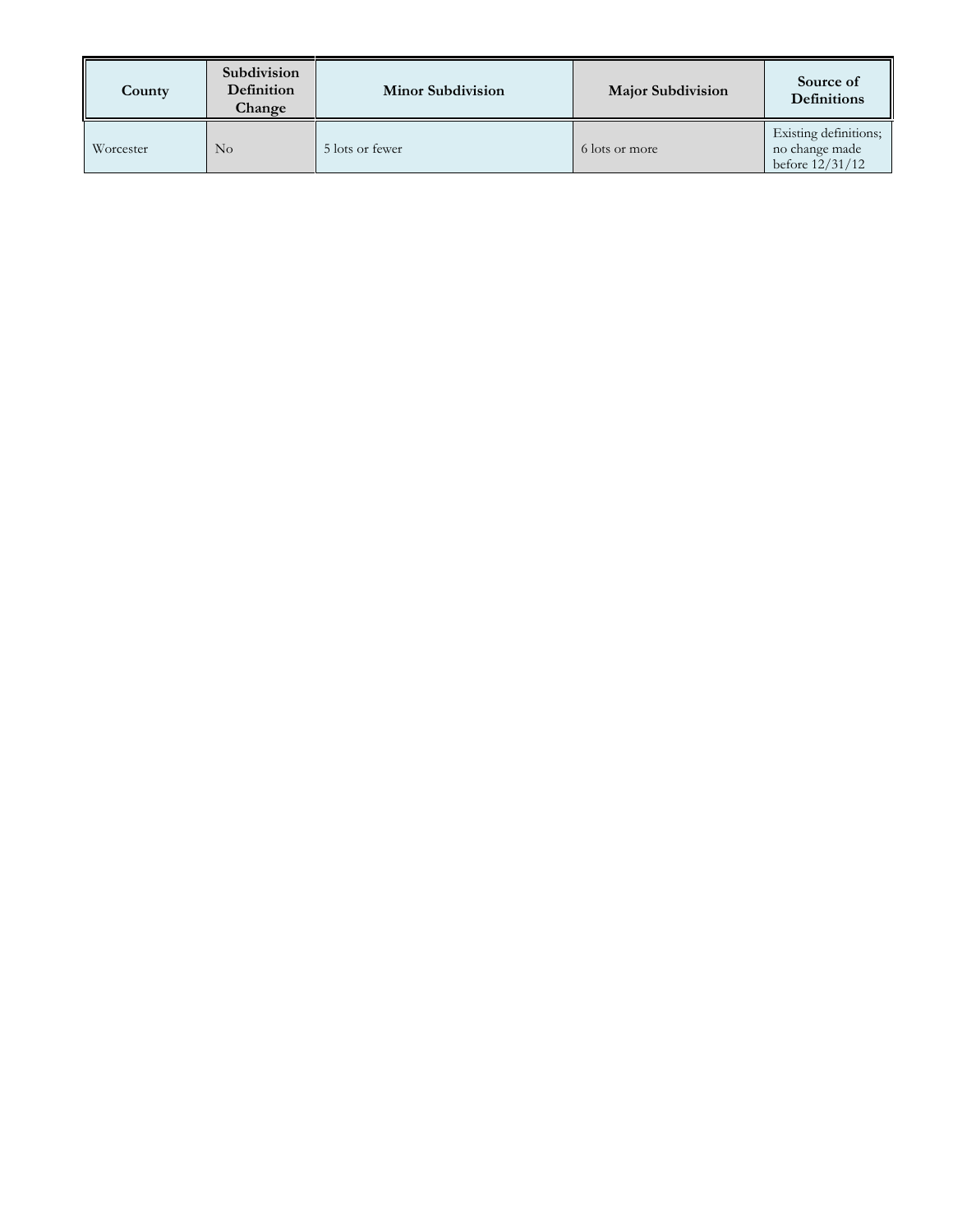| County | Subdivision Definition Change | Minor Subdivision | Major Subdivision | Source of Definitions |
|---|---|---|---|---|
| Worcester | No | 5 lots or fewer | 6 lots or more | Existing definitions; no change made before 12/31/12 |